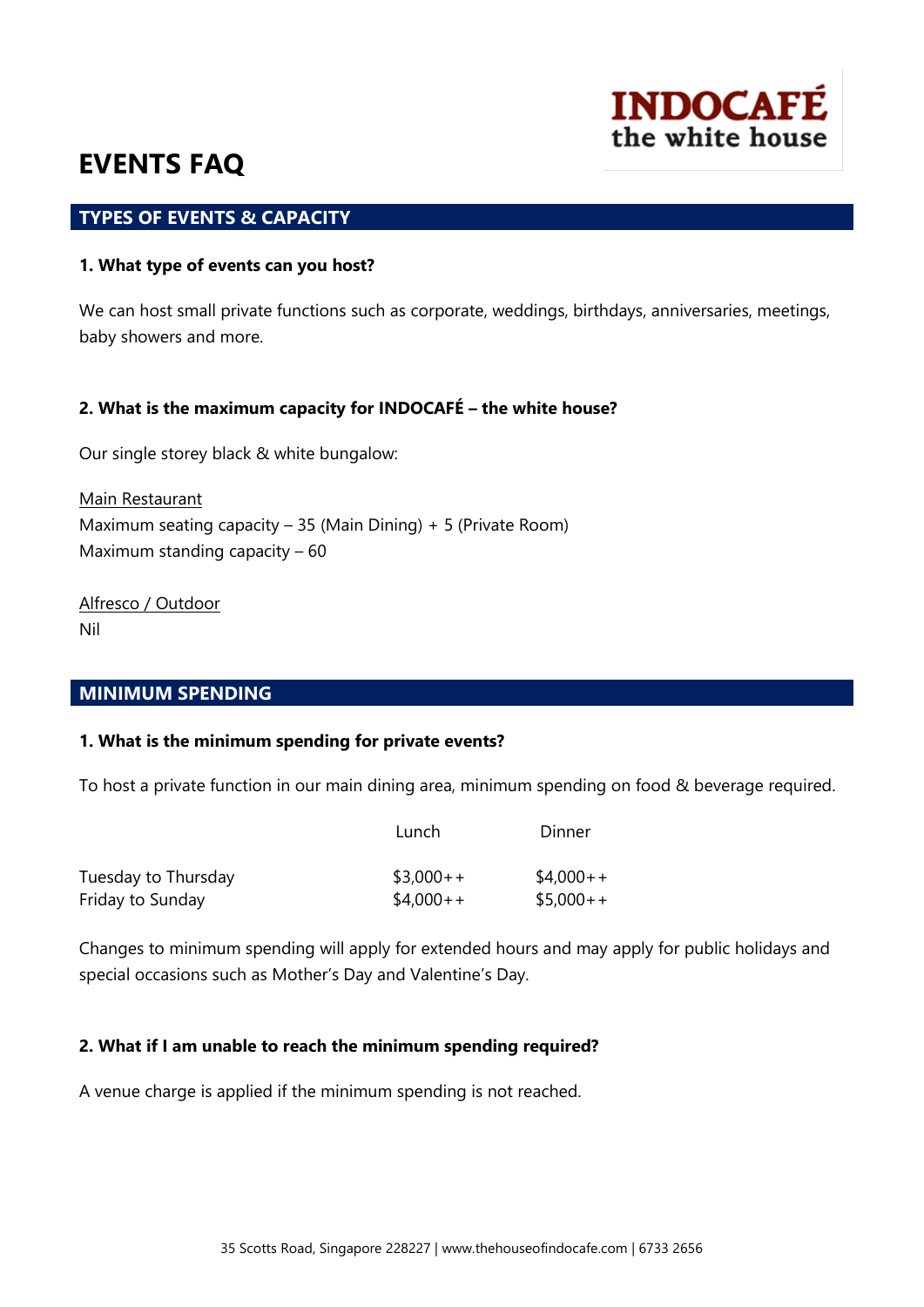INDOCAFÉ
the white house

# EVENTS FAQ

## TYPES OF EVENTS & CAPACITY

**1. What type of events can you host?**

We can host small private functions such as corporate, weddings, birthdays, anniversaries, meetings, baby showers and more.

**2. What is the maximum capacity for INDOCAFÉ – the white house?**

Our single storey black & white bungalow:

Main Restaurant
Maximum seating capacity – 35 (Main Dining) + 5 (Private Room)
Maximum standing capacity – 60

Alfresco / Outdoor
Nil

## MINIMUM SPENDING

**1. What is the minimum spending for private events?**

To host a private function in our main dining area, minimum spending on food & beverage required.

| | Lunch | Dinner |
|---|---|---|
| Tuesday to Thursday | $3,000++ | $4,000++ |
| Friday to Sunday | $4,000++ | $5,000++ |

Changes to minimum spending will apply for extended hours and may apply for public holidays and special occasions such as Mother's Day and Valentine's Day.

**2. What if I am unable to reach the minimum spending required?**

A venue charge is applied if the minimum spending is not reached.

35 Scotts Road, Singapore 228227 | www.thehouseofindocafe.com | 6733 2656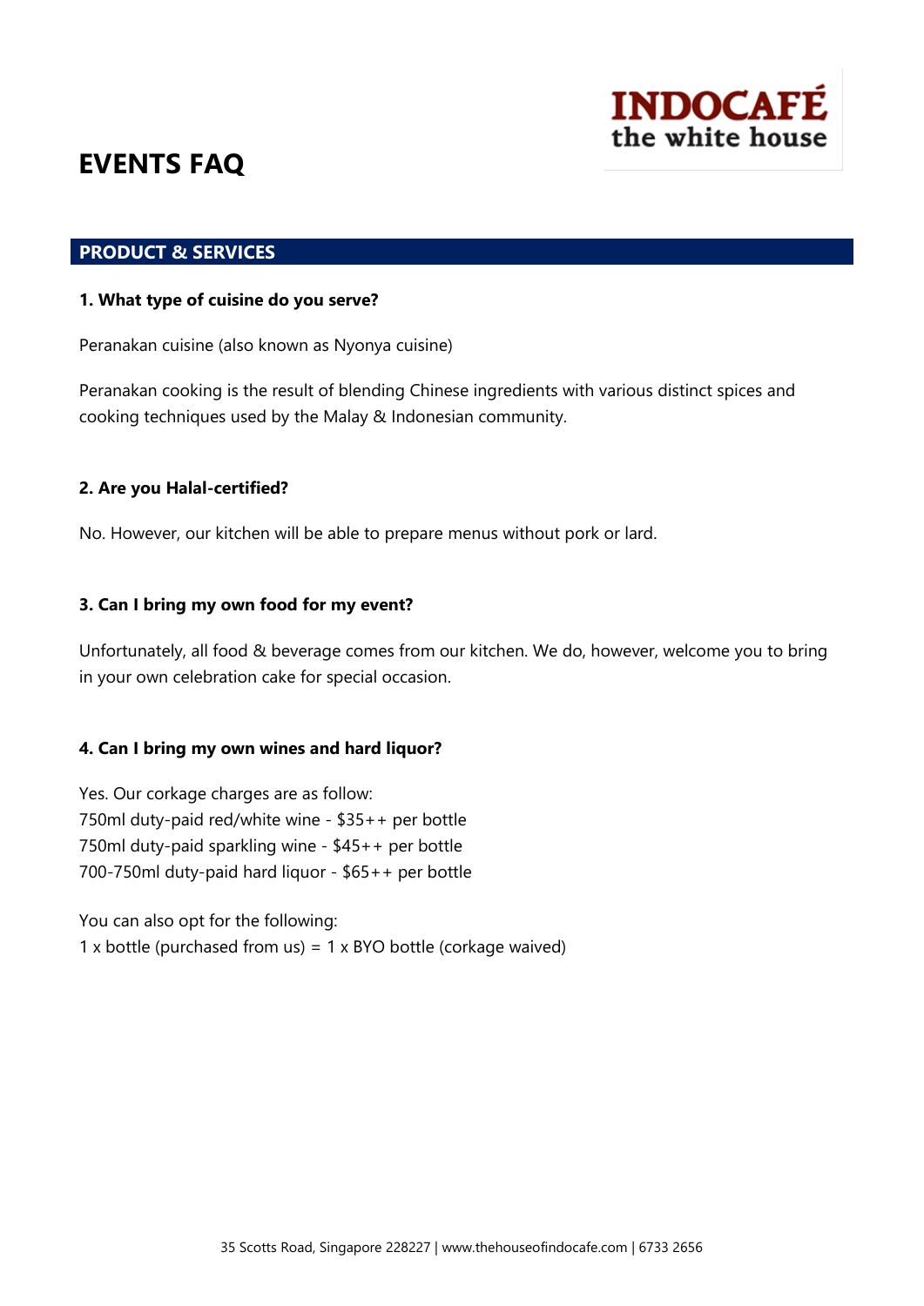**INDOCAFÉ**
**the white house**

# EVENTS FAQ

## PRODUCT & SERVICES

**1. What type of cuisine do you serve?**

Peranakan cuisine (also known as Nyonya cuisine)

Peranakan cooking is the result of blending Chinese ingredients with various distinct spices and cooking techniques used by the Malay & Indonesian community.

**2. Are you Halal-certified?**

No. However, our kitchen will be able to prepare menus without pork or lard.

**3. Can I bring my own food for my event?**

Unfortunately, all food & beverage comes from our kitchen. We do, however, welcome you to bring in your own celebration cake for special occasion.

**4. Can I bring my own wines and hard liquor?**

Yes. Our corkage charges are as follow:
750ml duty-paid red/white wine - $35++ per bottle
750ml duty-paid sparkling wine - $45++ per bottle
700-750ml duty-paid hard liquor - $65++ per bottle

You can also opt for the following:
1 x bottle (purchased from us) = 1 x BYO bottle (corkage waived)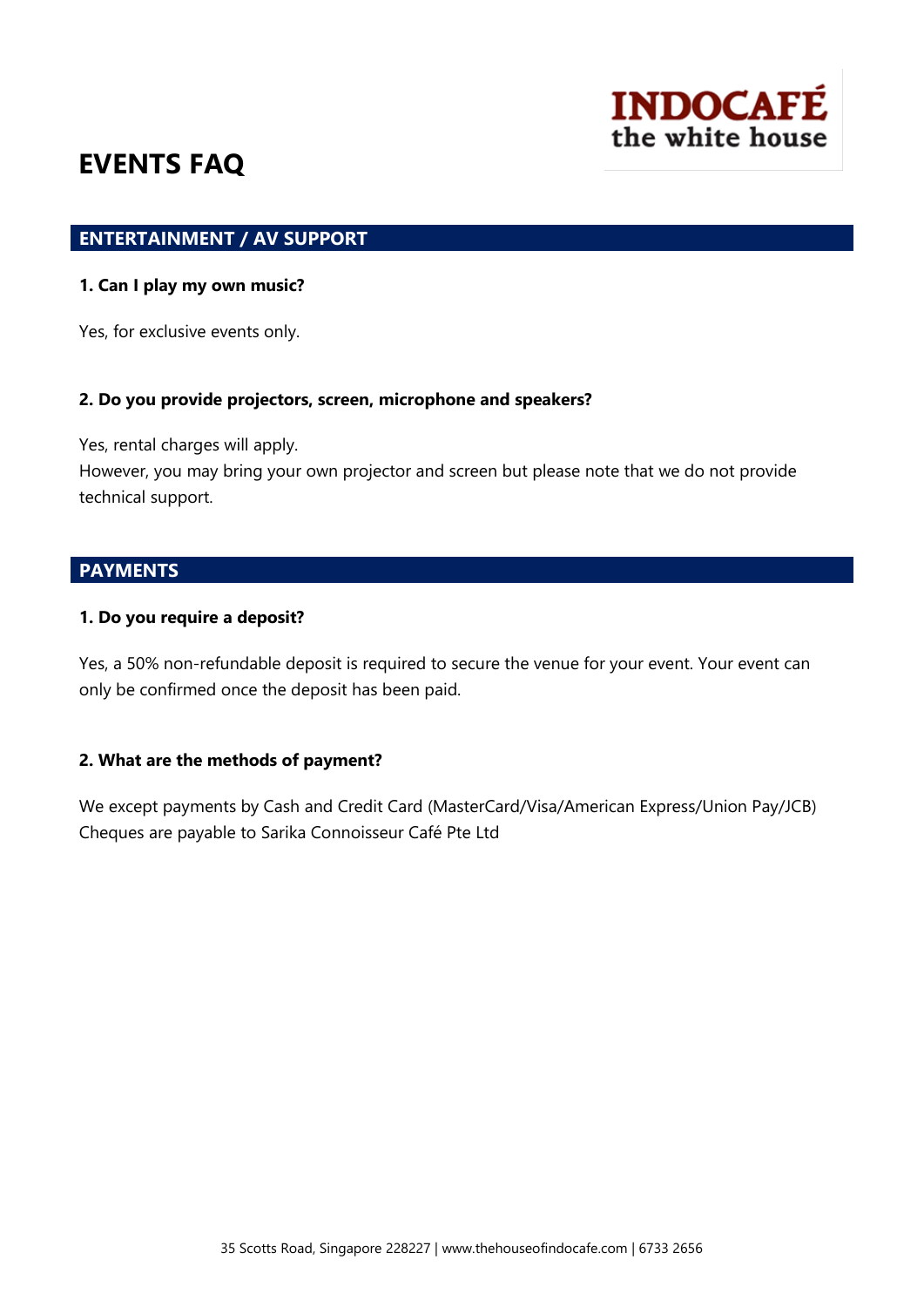INDOCAFÉ
the white house

# EVENTS FAQ

## ENTERTAINMENT / AV SUPPORT

**1. Can I play my own music?**

Yes, for exclusive events only.

**2. Do you provide projectors, screen, microphone and speakers?**

Yes, rental charges will apply.
However, you may bring your own projector and screen but please note that we do not provide technical support.

## PAYMENTS

**1. Do you require a deposit?**

Yes, a 50% non-refundable deposit is required to secure the venue for your event. Your event can only be confirmed once the deposit has been paid.

**2. What are the methods of payment?**

We except payments by Cash and Credit Card (MasterCard/Visa/American Express/Union Pay/JCB)
Cheques are payable to Sarika Connoisseur Café Pte Ltd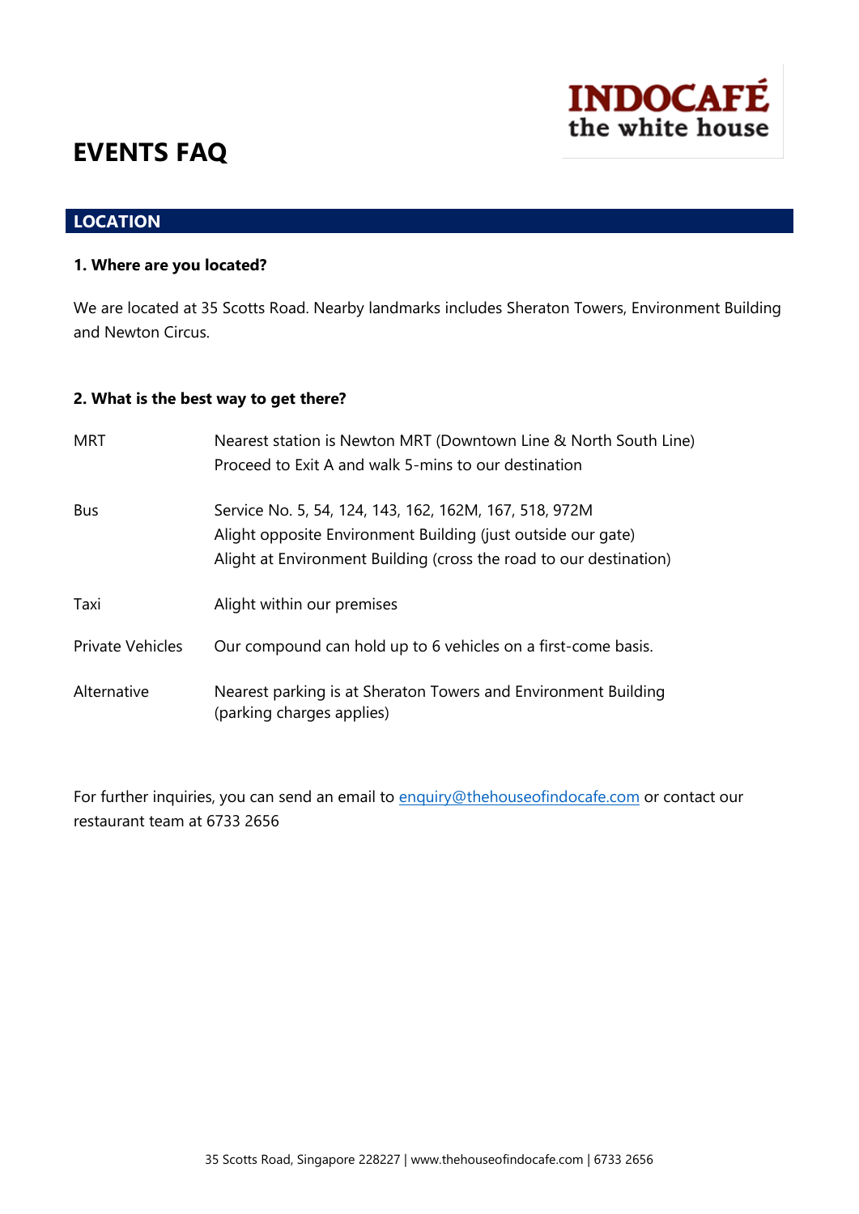INDOCAFÉ
the white house

# EVENTS FAQ

## LOCATION

**1. Where are you located?**

We are located at 35 Scotts Road. Nearby landmarks includes Sheraton Towers, Environment Building and Newton Circus.

**2. What is the best way to get there?**

| | |
|---|---|
| MRT | Nearest station is Newton MRT (Downtown Line & North South Line)<br>Proceed to Exit A and walk 5-mins to our destination |
| Bus | Service No. 5, 54, 124, 143, 162, 162M, 167, 518, 972M<br>Alight opposite Environment Building (just outside our gate)<br>Alight at Environment Building (cross the road to our destination) |
| Taxi | Alight within our premises |
| Private Vehicles | Our compound can hold up to 6 vehicles on a first-come basis. |
| Alternative | Nearest parking is at Sheraton Towers and Environment Building (parking charges applies) |

For further inquiries, you can send an email to enquiry@thehouseofindocafe.com or contact our restaurant team at 6733 2656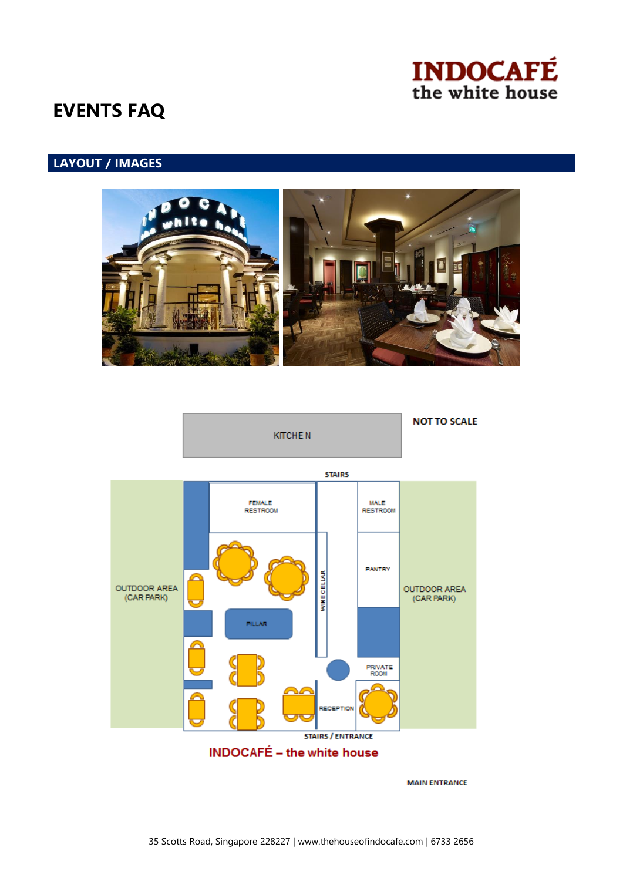INDOCAFÉ
the white house

# EVENTS FAQ

## LAYOUT / IMAGES

NOT TO SCALE

KITCHEN

STAIRS

FEMALE RESTROOM

MALE RESTROOM

PANTRY

OUTDOOR AREA (CAR PARK)

OUTDOOR AREA (CAR PARK)

WINE CELLAR

PILLAR

PRIVATE ROOM

RECEPTION

STAIRS / ENTRANCE

INDOCAFÉ – the white house

MAIN ENTRANCE

35 Scotts Road, Singapore 228227 | www.thehouseofindocafe.com | 6733 2656